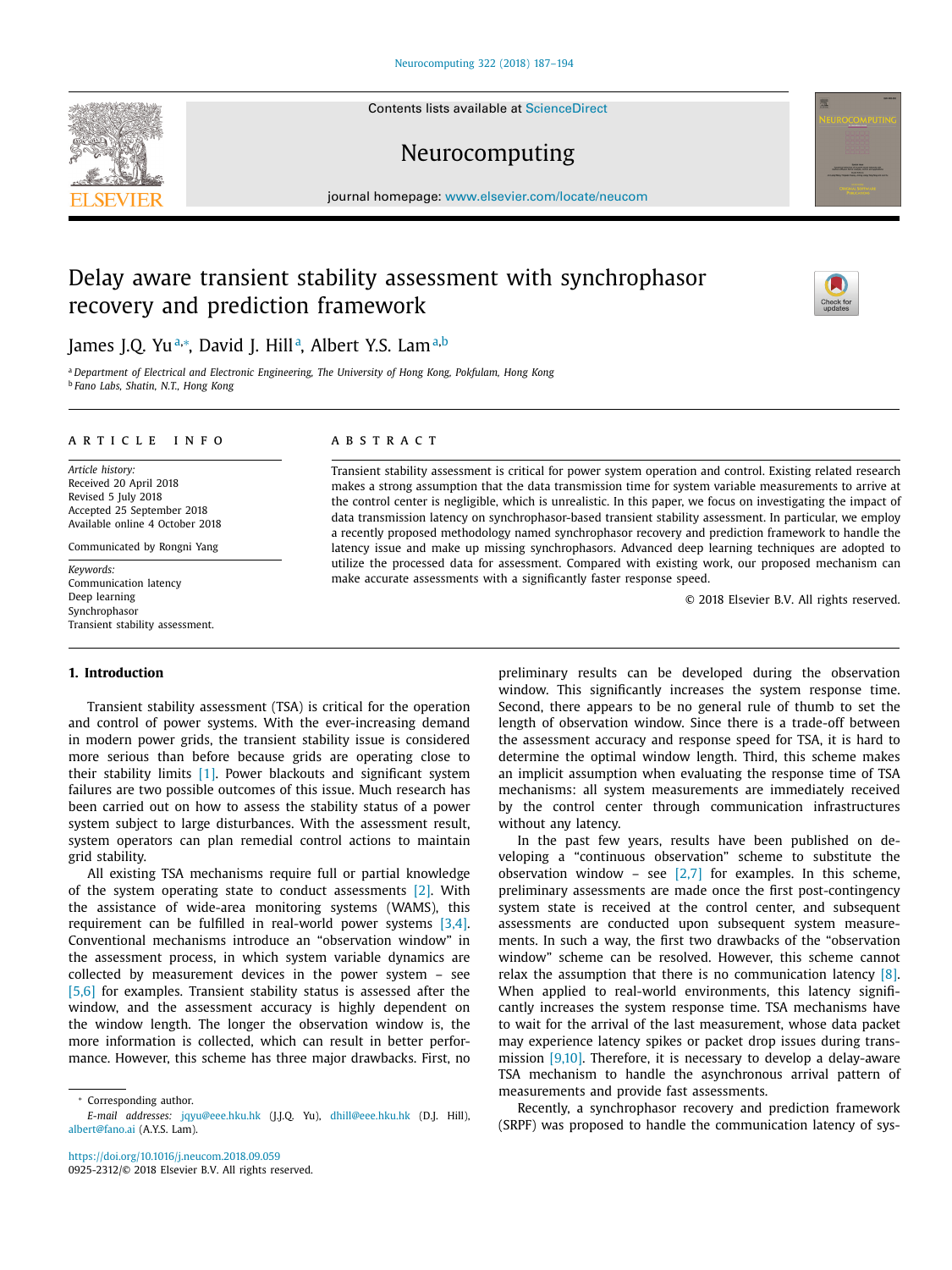# Delay aware transient stability assessment with synchrophasor recovery and prediction framework

James J.Q. Yu[a,*], David J. Hill[a], Albert Y.S. Lam[a,b]

[a] Department of Electrical and Electronic Engineering, The University of Hong Kong, Pokfulam, Hong Kong
[b] Fano Labs, Shatin, N.T., Hong Kong

## ARTICLE INFO

*Article history:*
Received 20 April 2018
Revised 5 July 2018
Accepted 25 September 2018
Available online 4 October 2018

Communicated by Rongni Yang

*Keywords:*
Communication latency
Deep learning
Synchrophasor
Transient stability assessment.

## ABSTRACT

Transient stability assessment is critical for power system operation and control. Existing related research makes a strong assumption that the data transmission time for system variable measurements to arrive at the control center is negligible, which is unrealistic. In this paper, we focus on investigating the impact of data transmission latency on synchrophasor-based transient stability assessment. In particular, we employ a recently proposed methodology named synchrophasor recovery and prediction framework to handle the latency issue and make up missing synchrophasors. Advanced deep learning techniques are adopted to utilize the processed data for assessment. Compared with existing work, our proposed mechanism can make accurate assessments with a significantly faster response speed.

© 2018 Elsevier B.V. All rights reserved.

## 1. Introduction

Transient stability assessment (TSA) is critical for the operation and control of power systems. With the ever-increasing demand in modern power grids, the transient stability issue is considered more serious than before because grids are operating close to their stability limits [1]. Power blackouts and significant system failures are two possible outcomes of this issue. Much research has been carried out on how to assess the stability status of a power system subject to large disturbances. With the assessment result, system operators can plan remedial control actions to maintain grid stability.

All existing TSA mechanisms require full or partial knowledge of the system operating state to conduct assessments [2]. With the assistance of wide-area monitoring systems (WAMS), this requirement can be fulfilled in real-world power systems [3,4]. Conventional mechanisms introduce an "observation window" in the assessment process, in which system variable dynamics are collected by measurement devices in the power system – see [5,6] for examples. Transient stability status is assessed after the window, and the assessment accuracy is highly dependent on the window length. The longer the observation window is, the more information is collected, which can result in better performance. However, this scheme has three major drawbacks. First, no preliminary results can be developed during the observation window. This significantly increases the system response time. Second, there appears to be no general rule of thumb to set the length of observation window. Since there is a trade-off between the assessment accuracy and response speed for TSA, it is hard to determine the optimal window length. Third, this scheme makes an implicit assumption when evaluating the response time of TSA mechanisms: all system measurements are immediately received by the control center through communication infrastructures without any latency.

In the past few years, results have been published on developing a "continuous observation" scheme to substitute the observation window – see [2,7] for examples. In this scheme, preliminary assessments are made once the first post-contingency system state is received at the control center, and subsequent assessments are conducted upon subsequent system measurements. In such a way, the first two drawbacks of the "observation window" scheme can be resolved. However, this scheme cannot relax the assumption that there is no communication latency [8]. When applied to real-world environments, this latency significantly increases the system response time. TSA mechanisms have to wait for the arrival of the last measurement, whose data packet may experience latency spikes or packet drop issues during transmission [9,10]. Therefore, it is necessary to develop a delay-aware TSA mechanism to handle the asynchronous arrival pattern of measurements and provide fast assessments.

Recently, a synchrophasor recovery and prediction framework (SRPF) was proposed to handle the communication latency of sys-

* Corresponding author.
*E-mail addresses:* jqyu@eee.hku.hk (J.J.Q. Yu), dhill@eee.hku.hk (D.J. Hill), albert@fano.ai (A.Y.S. Lam).

https://doi.org/10.1016/j.neucom.2018.09.059
0925-2312/© 2018 Elsevier B.V. All rights reserved.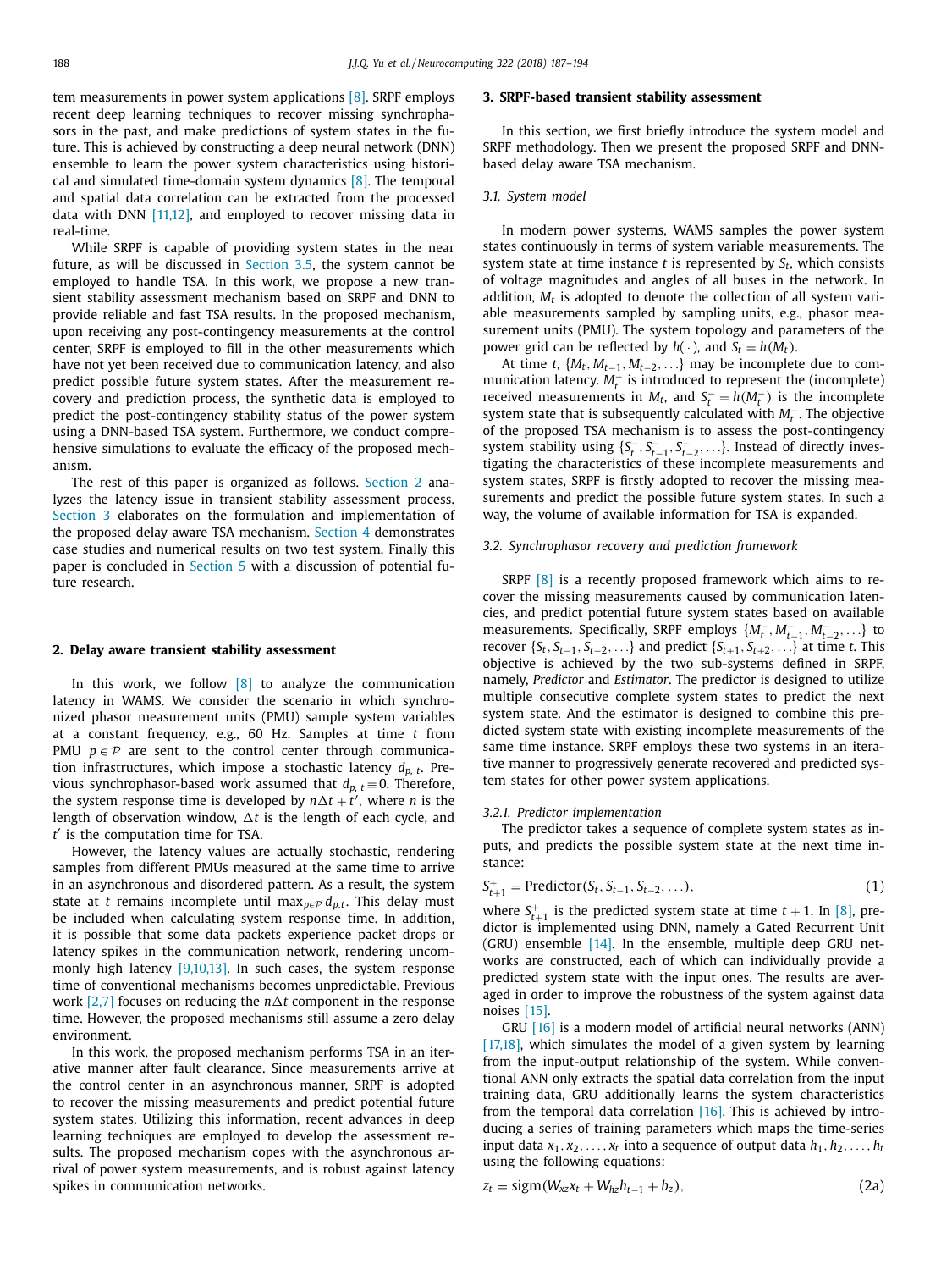tem measurements in power system applications [8]. SRPF employs recent deep learning techniques to recover missing synchrophasors in the past, and make predictions of system states in the future. This is achieved by constructing a deep neural network (DNN) ensemble to learn the power system characteristics using historical and simulated time-domain system dynamics [8]. The temporal and spatial data correlation can be extracted from the processed data with DNN [11,12], and employed to recover missing data in real-time.

While SRPF is capable of providing system states in the near future, as will be discussed in Section 3.5, the system cannot be employed to handle TSA. In this work, we propose a new transient stability assessment mechanism based on SRPF and DNN to provide reliable and fast TSA results. In the proposed mechanism, upon receiving any post-contingency measurements at the control center, SRPF is employed to fill in the other measurements which have not yet been received due to communication latency, and also predict possible future system states. After the measurement recovery and prediction process, the synthetic data is employed to predict the post-contingency stability status of the power system using a DNN-based TSA system. Furthermore, we conduct comprehensive simulations to evaluate the efficacy of the proposed mechanism.

The rest of this paper is organized as follows. Section 2 analyzes the latency issue in transient stability assessment process. Section 3 elaborates on the formulation and implementation of the proposed delay aware TSA mechanism. Section 4 demonstrates case studies and numerical results on two test system. Finally this paper is concluded in Section 5 with a discussion of potential future research.

## 2. Delay aware transient stability assessment

In this work, we follow [8] to analyze the communication latency in WAMS. We consider the scenario in which synchronized phasor measurement units (PMU) sample system variables at a constant frequency, e.g., 60 Hz. Samples at time $t$ from PMU $p \in \mathcal{P}$ are sent to the control center through communication infrastructures, which impose a stochastic latency $d_{p,t}$. Previous synchrophasor-based work assumed that $d_{p,t} \equiv 0$. Therefore, the system response time is developed by $n\Delta t + t'$, where $n$ is the length of observation window, $\Delta t$ is the length of each cycle, and $t'$ is the computation time for TSA.

However, the latency values are actually stochastic, rendering samples from different PMUs measured at the same time to arrive in an asynchronous and disordered pattern. As a result, the system state at $t$ remains incomplete until $\max_{p \in \mathcal{P}} d_{p,t}$. This delay must be included when calculating system response time. In addition, it is possible that some data packets experience packet drops or latency spikes in the communication network, rendering uncommonly high latency [9,10,13]. In such cases, the system response time of conventional mechanisms becomes unpredictable. Previous work [2,7] focuses on reducing the $n\Delta t$ component in the response time. However, the proposed mechanisms still assume a zero delay environment.

In this work, the proposed mechanism performs TSA in an iterative manner after fault clearance. Since measurements arrive at the control center in an asynchronous manner, SRPF is adopted to recover the missing measurements and predict potential future system states. Utilizing this information, recent advances in deep learning techniques are employed to develop the assessment results. The proposed mechanism copes with the asynchronous arrival of power system measurements, and is robust against latency spikes in communication networks.

## 3. SRPF-based transient stability assessment

In this section, we first briefly introduce the system model and SRPF methodology. Then we present the proposed SRPF and DNN-based delay aware TSA mechanism.

### 3.1. System model

In modern power systems, WAMS samples the power system states continuously in terms of system variable measurements. The system state at time instance $t$ is represented by $S_t$, which consists of voltage magnitudes and angles of all buses in the network. In addition, $M_t$ is adopted to denote the collection of all system variable measurements sampled by sampling units, e.g., phasor measurement units (PMU). The system topology and parameters of the power grid can be reflected by $h(\cdot)$, and $S_t = h(M_t)$.

At time $t$, $\{M_t, M_{t-1}, M_{t-2}, \ldots\}$ may be incomplete due to communication latency. $M_t^-$ is introduced to represent the (incomplete) received measurements in $M_t$, and $S_t^- = h(M_t^-)$ is the incomplete system state that is subsequently calculated with $M_t^-$. The objective of the proposed TSA mechanism is to assess the post-contingency system stability using $\{S_t^-, S_{t-1}^-, S_{t-2}^-, \ldots\}$. Instead of directly investigating the characteristics of these incomplete measurements and system states, SRPF is firstly adopted to recover the missing measurements and predict the possible future system states. In such a way, the volume of available information for TSA is expanded.

### 3.2. Synchrophasor recovery and prediction framework

SRPF [8] is a recently proposed framework which aims to recover the missing measurements caused by communication latencies, and predict potential future system states based on available measurements. Specifically, SRPF employs $\{M_t^-, M_{t-1}^-, M_{t-2}^-, \ldots\}$ to recover $\{S_t, S_{t-1}, S_{t-2}, \ldots\}$ and predict $\{S_{t+1}, S_{t+2}, \ldots\}$ at time $t$. This objective is achieved by the two sub-systems defined in SRPF, namely, *Predictor* and *Estimator*. The predictor is designed to utilize multiple consecutive complete system states to predict the next system state. And the estimator is designed to combine this predicted system state with existing incomplete measurements of the same time instance. SRPF employs these two systems in an iterative manner to progressively generate recovered and predicted system states for other power system applications.

#### 3.2.1. Predictor implementation

The predictor takes a sequence of complete system states as inputs, and predicts the possible system state at the next time instance:

$$S_{t+1}^+ = \text{Predictor}(S_t, S_{t-1}, S_{t-2}, \ldots), \tag{1}$$

where $S_{t+1}^+$ is the predicted system state at time $t+1$. In [8], predictor is implemented using DNN, namely a Gated Recurrent Unit (GRU) ensemble [14]. In the ensemble, multiple deep GRU networks are constructed, each of which can individually provide a predicted system state with the input ones. The results are averaged in order to improve the robustness of the system against data noises [15].

GRU [16] is a modern model of artificial neural networks (ANN) [17,18], which simulates the model of a given system by learning from the input-output relationship of the system. While conventional ANN only extracts the spatial data correlation from the input training data, GRU additionally learns the system characteristics from the temporal data correlation [16]. This is achieved by introducing a series of training parameters which maps the time-series input data $x_1, x_2, \ldots, x_t$ into a sequence of output data $h_1, h_2, \ldots, h_t$ using the following equations:

$$z_t = \text{sigm}(W_{xz}x_t + W_{hz}h_{t-1} + b_z), \tag{2a}$$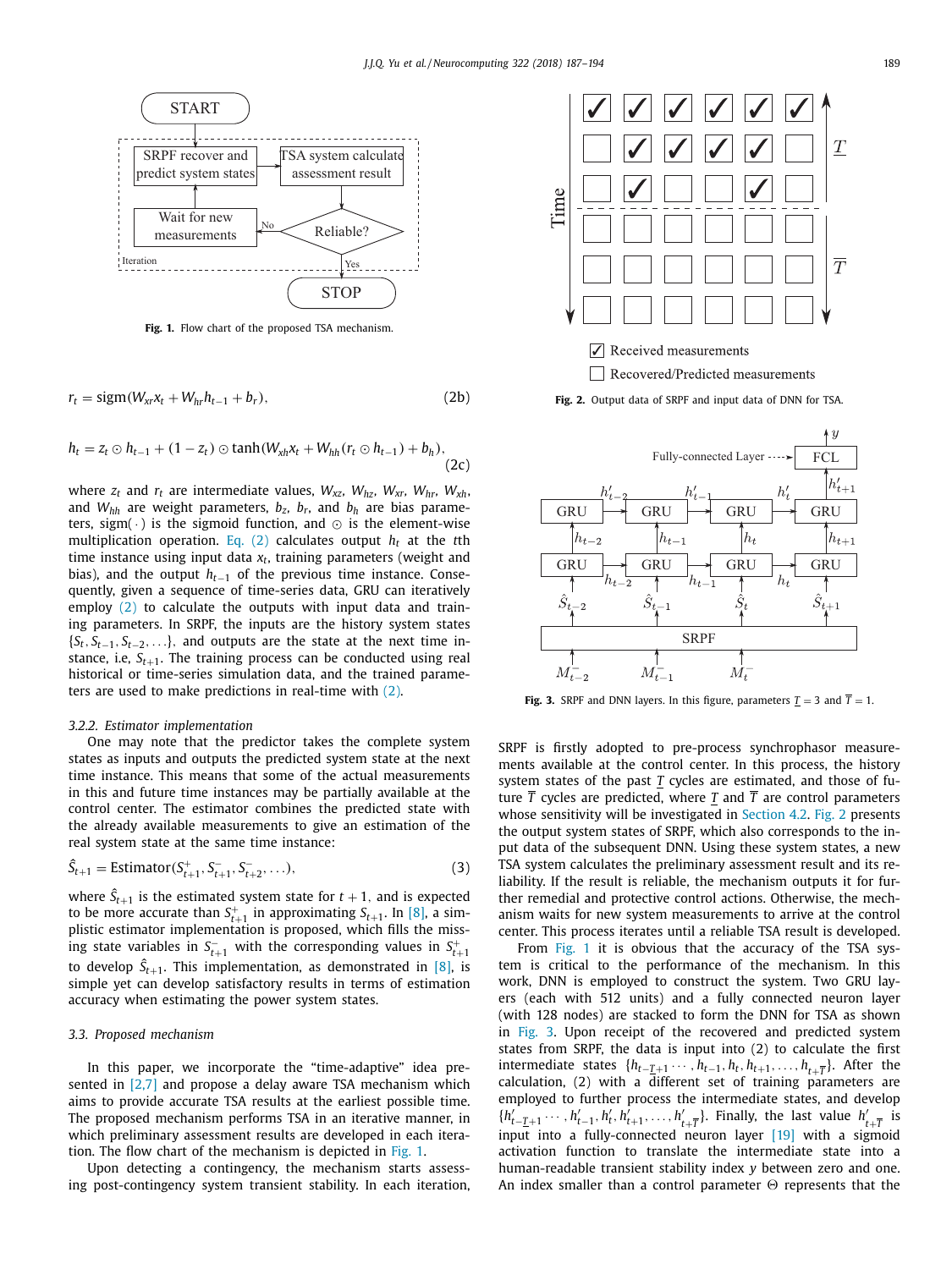Fig. 1. Flow chart of the proposed TSA mechanism.

$$r_t = \text{sigm}(W_{xr}x_t + W_{hr}h_{t-1} + b_r), \tag{2b}$$

$$h_t = z_t \odot h_{t-1} + (1 - z_t) \odot \tanh(W_{xh}x_t + W_{hh}(r_t \odot h_{t-1}) + b_h), \tag{2c}$$

where $z_t$ and $r_t$ are intermediate values, $W_{xz}$, $W_{hz}$, $W_{xr}$, $W_{hr}$, $W_{xh}$, and $W_{hh}$ are weight parameters, $b_z$, $b_r$, and $b_h$ are bias parameters, $\text{sigm}(\cdot)$ is the sigmoid function, and $\odot$ is the element-wise multiplication operation. Eq. (2) calculates output $h_t$ at the $t$th time instance using input data $x_t$, training parameters (weight and bias), and the output $h_{t-1}$ of the previous time instance. Consequently, given a sequence of time-series data, GRU can iteratively employ (2) to calculate the outputs with input data and training parameters. In SRPF, the inputs are the history system states $\{S_t, S_{t-1}, S_{t-2}, \ldots\}$, and outputs are the state at the next time instance, i.e, $S_{t+1}$. The training process can be conducted using real historical or time-series simulation data, and the trained parameters are used to make predictions in real-time with (2).

#### 3.2.2. Estimator implementation

One may note that the predictor takes the complete system states as inputs and outputs the predicted system state at the next time instance. This means that some of the actual measurements in this and future time instances may be partially available at the control center. The estimator combines the predicted state with the already available measurements to give an estimation of the real system state at the same time instance:

$$\hat{S}_{t+1} = \text{Estimator}(S^+_{t+1}, S^-_{t+1}, S^-_{t+2}, \ldots), \tag{3}$$

where $\hat{S}_{t+1}$ is the estimated system state for $t+1$, and is expected to be more accurate than $S^+_{t+1}$ in approximating $S_{t+1}$. In [8], a simplistic estimator implementation is proposed, which fills the missing state variables in $S^-_{t+1}$ with the corresponding values in $S^+_{t+1}$ to develop $\hat{S}_{t+1}$. This implementation, as demonstrated in [8], is simple yet can develop satisfactory results in terms of estimation accuracy when estimating the power system states.

### 3.3. Proposed mechanism

In this paper, we incorporate the "time-adaptive" idea presented in [2,7] and propose a delay aware TSA mechanism which aims to provide accurate TSA results at the earliest possible time. The proposed mechanism performs TSA in an iterative manner, in which preliminary assessment results are developed in each iteration. The flow chart of the mechanism is depicted in Fig. 1.

Upon detecting a contingency, the mechanism starts assessing post-contingency system transient stability. In each iteration,

Fig. 2. Output data of SRPF and input data of DNN for TSA.

Fig. 3. SRPF and DNN layers. In this figure, parameters $\underline{T} = 3$ and $\overline{T} = 1$.

SRPF is firstly adopted to pre-process synchrophasor measurements available at the control center. In this process, the history system states of the past $\underline{T}$ cycles are estimated, and those of future $\overline{T}$ cycles are predicted, where $\underline{T}$ and $\overline{T}$ are control parameters whose sensitivity will be investigated in Section 4.2. Fig. 2 presents the output system states of SRPF, which also corresponds to the input data of the subsequent DNN. Using these system states, a new TSA system calculates the preliminary assessment result and its reliability. If the result is reliable, the mechanism outputs it for further remedial and protective control actions. Otherwise, the mechanism waits for new system measurements to arrive at the control center. This process iterates until a reliable TSA result is developed.

From Fig. 1 it is obvious that the accuracy of the TSA system is critical to the performance of the mechanism. In this work, DNN is employed to construct the system. Two GRU layers (each with 512 units) and a fully connected neuron layer (with 128 nodes) are stacked to form the DNN for TSA as shown in Fig. 3. Upon receipt of the recovered and predicted system states from SRPF, the data is input into (2) to calculate the first intermediate states $\{h_{t-\underline{T}+1} \cdots, h_{t-1}, h_t, h_{t+1}, \ldots, h_{t+\overline{T}}\}$. After the calculation, (2) with a different set of training parameters are employed to further process the intermediate states, and develop $\{h'_{t-\underline{T}+1} \cdots, h'_{t-1}, h'_t, h'_{t+1}, \ldots, h'_{t+\overline{T}}\}$. Finally, the last value $h'_{t+\overline{T}}$ is input into a fully-connected neuron layer [19] with a sigmoid activation function to translate the intermediate state into a human-readable transient stability index $y$ between zero and one. An index smaller than a control parameter $\Theta$ represents that the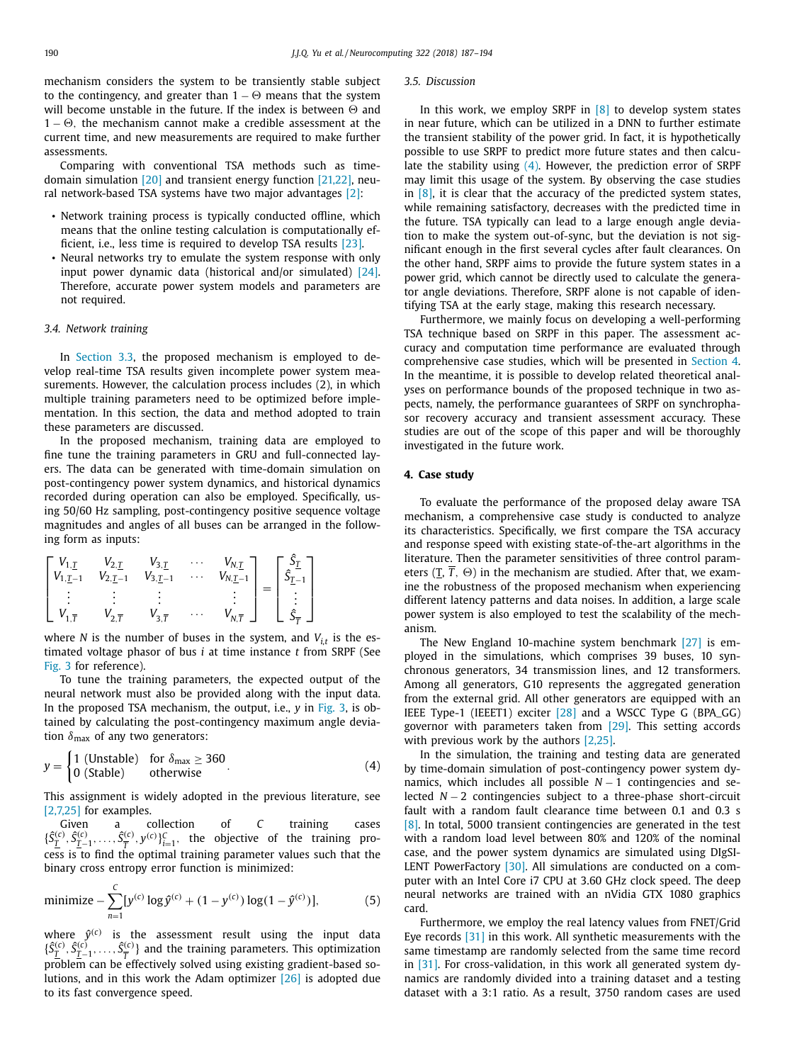mechanism considers the system to be transiently stable subject to the contingency, and greater than $1 - \Theta$ means that the system will become unstable in the future. If the index is between $\Theta$ and $1 - \Theta$, the mechanism cannot make a credible assessment at the current time, and new measurements are required to make further assessments.

Comparing with conventional TSA methods such as time-domain simulation [20] and transient energy function [21,22], neural network-based TSA systems have two major advantages [2]:

- Network training process is typically conducted offline, which means that the online testing calculation is computationally efficient, i.e., less time is required to develop TSA results [23].
- Neural networks try to emulate the system response with only input power dynamic data (historical and/or simulated) [24]. Therefore, accurate power system models and parameters are not required.

### 3.4. Network training

In Section 3.3, the proposed mechanism is employed to develop real-time TSA results given incomplete power system measurements. However, the calculation process includes (2), in which multiple training parameters need to be optimized before implementation. In this section, the data and method adopted to train these parameters are discussed.

In the proposed mechanism, training data are employed to fine tune the training parameters in GRU and full-connected layers. The data can be generated with time-domain simulation on post-contingency power system dynamics, and historical dynamics recorded during operation can also be employed. Specifically, using 50/60 Hz sampling, post-contingency positive sequence voltage magnitudes and angles of all buses can be arranged in the following form as inputs:

$$\begin{bmatrix} V_{1,\underline{T}} & V_{2,\underline{T}} & V_{3,\underline{T}} & \cdots & V_{N,\underline{T}} \\ V_{1,\underline{T}-1} & V_{2,\underline{T}-1} & V_{3,\underline{T}-1} & \cdots & V_{N,\underline{T}-1} \\ \vdots & \vdots & \vdots & & \vdots \\ V_{1,\overline{T}} & V_{2,\overline{T}} & V_{3,\overline{T}} & \cdots & V_{N,\overline{T}} \end{bmatrix} = \begin{bmatrix} \hat{S}_{\underline{T}} \\ \hat{S}_{\underline{T}-1} \\ \vdots \\ \hat{S}_{\overline{T}} \end{bmatrix}$$

where $N$ is the number of buses in the system, and $V_{i,t}$ is the estimated voltage phasor of bus $i$ at time instance $t$ from SRPF (See Fig. 3 for reference).

To tune the training parameters, the expected output of the neural network must also be provided along with the input data. In the proposed TSA mechanism, the output, i.e., $y$ in Fig. 3, is obtained by calculating the post-contingency maximum angle deviation $\delta_{\max}$ of any two generators:

$$y = \begin{cases} 1 \text{ (Unstable)} & \text{for } \delta_{\max} \geq 360 \\ 0 \text{ (Stable)} & \text{otherwise} \end{cases}. \tag{4}$$

This assignment is widely adopted in the previous literature, see [2,7,25] for examples.

Given a collection of $C$ training cases $\{\hat{S}^{(c)}_{\underline{T}}, \hat{S}^{(c)}_{\underline{T}-1}, \ldots, \hat{S}^{(c)}_{\overline{T}}, y^{(c)}\}_{i=1}^{C}$, the objective of the training process is to find the optimal training parameter values such that the binary cross entropy error function is minimized:

$$\text{minimize} - \sum_{n=1}^{C} [y^{(c)} \log \hat{y}^{(c)} + (1 - y^{(c)}) \log(1 - \hat{y}^{(c)})], \tag{5}$$

where $\hat{y}^{(c)}$ is the assessment result using the input data $\{\hat{S}^{(c)}_{\underline{T}}, \hat{S}^{(c)}_{\underline{T}-1}, \ldots, \hat{S}^{(c)}_{\overline{T}}\}$ and the training parameters. This optimization problem can be effectively solved using existing gradient-based solutions, and in this work the Adam optimizer [26] is adopted due to its fast convergence speed.

### 3.5. Discussion

In this work, we employ SRPF in [8] to develop system states in near future, which can be utilized in a DNN to further estimate the transient stability of the power grid. In fact, it is hypothetically possible to use SRPF to predict more future states and then calculate the stability using (4). However, the prediction error of SRPF may limit this usage of the system. By observing the case studies in [8], it is clear that the accuracy of the predicted system states, while remaining satisfactory, decreases with the predicted time in the future. TSA typically can lead to a large enough angle deviation to make the system out-of-sync, but the deviation is not significant enough in the first several cycles after fault clearances. On the other hand, SRPF aims to provide the future system states in a power grid, which cannot be directly used to calculate the generator angle deviations. Therefore, SRPF alone is not capable of identifying TSA at the early stage, making this research necessary.

Furthermore, we mainly focus on developing a well-performing TSA technique based on SRPF in this paper. The assessment accuracy and computation time performance are evaluated through comprehensive case studies, which will be presented in Section 4. In the meantime, it is possible to develop related theoretical analyses on performance bounds of the proposed technique in two aspects, namely, the performance guarantees of SRPF on synchrophasor recovery accuracy and transient assessment accuracy. These studies are out of the scope of this paper and will be thoroughly investigated in the future work.

## 4. Case study

To evaluate the performance of the proposed delay aware TSA mechanism, a comprehensive case study is conducted to analyze its characteristics. Specifically, we first compare the TSA accuracy and response speed with existing state-of-the-art algorithms in the literature. Then the parameter sensitivities of three control parameters ($\underline{T}$, $\overline{T}$, $\Theta$) in the mechanism are studied. After that, we examine the robustness of the proposed mechanism when experiencing different latency patterns and data noises. In addition, a large scale power system is also employed to test the scalability of the mechanism.

The New England 10-machine system benchmark [27] is employed in the simulations, which comprises 39 buses, 10 synchronous generators, 34 transmission lines, and 12 transformers. Among all generators, G10 represents the aggregated generation from the external grid. All other generators are equipped with an IEEE Type-1 (IEEET1) exciter [28] and a WSCC Type G (BPA_GG) governor with parameters taken from [29]. This setting accords with previous work by the authors [2,25].

In the simulation, the training and testing data are generated by time-domain simulation of post-contingency power system dynamics, which includes all possible $N-1$ contingencies and selected $N-2$ contingencies subject to a three-phase short-circuit fault with a random fault clearance time between 0.1 and 0.3 s [8]. In total, 5000 transient contingencies are generated in the test with a random load level between 80% and 120% of the nominal case, and the power system dynamics are simulated using DIgSILENT PowerFactory [30]. All simulations are conducted on a computer with an Intel Core i7 CPU at 3.60 GHz clock speed. The deep neural networks are trained with an nVidia GTX 1080 graphics card.

Furthermore, we employ the real latency values from FNET/Grid Eye records [31] in this work. All synthetic measurements with the same timestamp are randomly selected from the same time record in [31]. For cross-validation, in this work all generated system dynamics are randomly divided into a training dataset and a testing dataset with a 3:1 ratio. As a result, 3750 random cases are used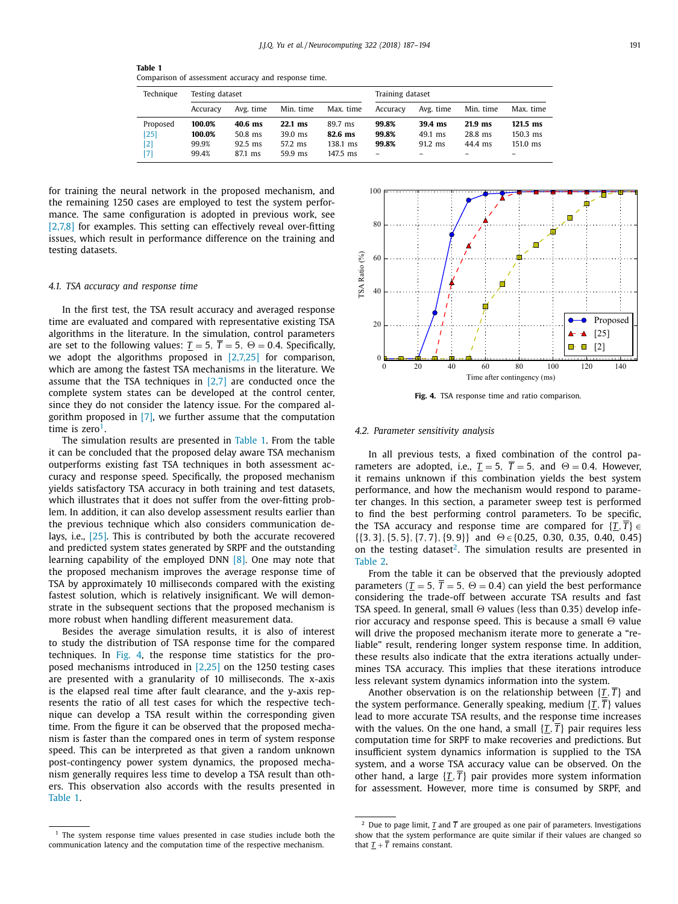**Table 1**
Comparison of assessment accuracy and response time.

| Technique | Testing dataset | | | | Training dataset | | | |
|---|---|---|---|---|---|---|---|---|
| | Accuracy | Avg. time | Min. time | Max. time | Accuracy | Avg. time | Min. time | Max. time |
| Proposed | **100.0%** | **40.6 ms** | **22.1 ms** | 89.7 ms | **99.8%** | **39.4 ms** | **21.9 ms** | **121.5 ms** |
| [25] | **100.0%** | 50.8 ms | 39.0 ms | **82.6 ms** | **99.8%** | 49.1 ms | 28.8 ms | 150.3 ms |
| [2] | 99.9% | 92.5 ms | 57.2 ms | 138.1 ms | **99.8%** | 91.2 ms | 44.4 ms | 151.0 ms |
| [7] | 99.4% | 87.1 ms | 59.9 ms | 147.5 ms | – | – | – | – |

for training the neural network in the proposed mechanism, and the remaining 1250 cases are employed to test the system performance. The same configuration is adopted in previous work, see [2,7,8] for examples. This setting can effectively reveal over-fitting issues, which result in performance difference on the training and testing datasets.

### 4.1. TSA accuracy and response time

In the first test, the TSA result accuracy and averaged response time are evaluated and compared with representative existing TSA algorithms in the literature. In the simulation, control parameters are set to the following values: $\underline{T} = 5$, $\overline{T} = 5$, $\Theta = 0.4$. Specifically, we adopt the algorithms proposed in [2,7,25] for comparison, which are among the fastest TSA mechanisms in the literature. We assume that the TSA techniques in [2,7] are conducted once the complete system states can be developed at the control center, since they do not consider the latency issue. For the compared algorithm proposed in [7], we further assume that the computation time is zero[1].

The simulation results are presented in Table 1. From the table it can be concluded that the proposed delay aware TSA mechanism outperforms existing fast TSA techniques in both assessment accuracy and response speed. Specifically, the proposed mechanism yields satisfactory TSA accuracy in both training and test datasets, which illustrates that it does not suffer from the over-fitting problem. In addition, it can also develop assessment results earlier than the previous technique which also considers communication delays, i.e., [25]. This is contributed by both the accurate recovered and predicted system states generated by SRPF and the outstanding learning capability of the employed DNN [8]. One may note that the proposed mechanism improves the average response time of TSA by approximately 10 milliseconds compared with the existing fastest solution, which is relatively insignificant. We will demonstrate in the subsequent sections that the proposed mechanism is more robust when handling different measurement data.

Besides the average simulation results, it is also of interest to study the distribution of TSA response time for the compared techniques. In Fig. 4, the response time statistics for the proposed mechanisms introduced in [2,25] on the 1250 testing cases are presented with a granularity of 10 milliseconds. The x-axis is the elapsed real time after fault clearance, and the y-axis represents the ratio of all test cases for which the respective technique can develop a TSA result within the corresponding given time. From the figure it can be observed that the proposed mechanism is faster than the compared ones in term of system response speed. This can be interpreted as that given a random unknown post-contingency power system dynamics, the proposed mechanism generally requires less time to develop a TSA result than others. This observation also accords with the results presented in Table 1.

**Fig. 4.** TSA response time and ratio comparison.

### 4.2. Parameter sensitivity analysis

In all previous tests, a fixed combination of the control parameters are adopted, i.e., $\underline{T} = 5$, $\overline{T} = 5$, and $\Theta = 0.4$. However, it remains unknown if this combination yields the best system performance, and how the mechanism would respond to parameter changes. In this section, a parameter sweep test is performed to find the best performing control parameters. To be specific, the TSA accuracy and response time are compared for $\{\underline{T}, \overline{T}\} \in \{\{3, 3\}, \{5, 5\}, \{7, 7\}, \{9, 9\}\}$ and $\Theta \in \{0.25, 0.30, 0.35, 0.40, 0.45\}$ on the testing dataset[2]. The simulation results are presented in Table 2.

From the table it can be observed that the previously adopted parameters ($\underline{T} = 5$, $\overline{T} = 5$, $\Theta = 0.4$) can yield the best performance considering the trade-off between accurate TSA results and fast TSA speed. In general, small $\Theta$ values (less than 0.35) develop inferior accuracy and response speed. This is because a small $\Theta$ value will drive the proposed mechanism iterate more to generate a "reliable" result, rendering longer system response time. In addition, these results also indicate that the extra iterations actually undermines TSA accuracy. This implies that these iterations introduce less relevant system dynamics information into the system.

Another observation is on the relationship between $\{\underline{T}, \overline{T}\}$ and the system performance. Generally speaking, medium $\{\underline{T}, \overline{T}\}$ values lead to more accurate TSA results, and the response time increases with the values. On the one hand, a small $\{\underline{T}, \overline{T}\}$ pair requires less computation time for SRPF to make recoveries and predictions. But insufficient system dynamics information is supplied to the TSA system, and a worse TSA accuracy value can be observed. On the other hand, a large $\{\underline{T}, \overline{T}\}$ pair provides more system information for assessment. However, more time is consumed by SRPF, and

[1] The system response time values presented in case studies include both the communication latency and the computation time of the respective mechanism.

[2] Due to page limit, $\underline{T}$ and $\overline{T}$ are grouped as one pair of parameters. Investigations show that the system performance are quite similar if their values are changed so that $\underline{T} + \overline{T}$ remains constant.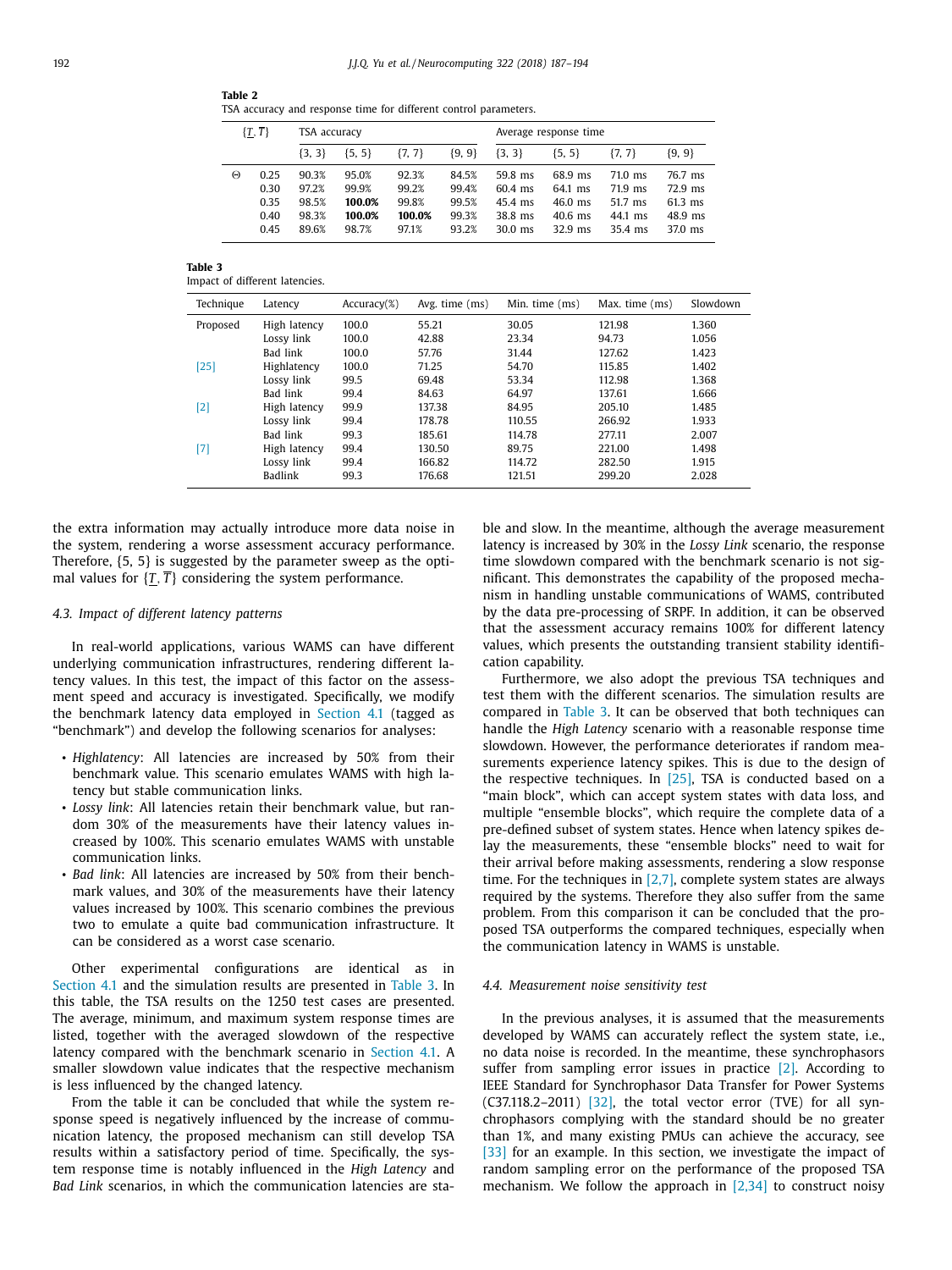**Table 2**
TSA accuracy and response time for different control parameters.

| | $\{\underline{T}, \overline{T}\}$ | TSA accuracy | | | | Average response time | | | |
|---|---|---|---|---|---|---|---|---|---|
| | | {3, 3} | {5, 5} | {7, 7} | {9, 9} | {3, 3} | {5, 5} | {7, 7} | {9, 9} |
| $\Theta$ | 0.25 | 90.3% | 95.0% | 92.3% | 84.5% | 59.8 ms | 68.9 ms | 71.0 ms | 76.7 ms |
| | 0.30 | 97.2% | 99.9% | 99.2% | 99.4% | 60.4 ms | 64.1 ms | 71.9 ms | 72.9 ms |
| | 0.35 | 98.5% | **100.0%** | 99.8% | 99.5% | 45.4 ms | 46.0 ms | 51.7 ms | 61.3 ms |
| | 0.40 | 98.3% | **100.0%** | **100.0%** | 99.3% | 38.8 ms | 40.6 ms | 44.1 ms | 48.9 ms |
| | 0.45 | 89.6% | 98.7% | 97.1% | 93.2% | 30.0 ms | 32.9 ms | 35.4 ms | 37.0 ms |

**Table 3**
Impact of different latencies.

| Technique | Latency | Accuracy(%) | Avg. time (ms) | Min. time (ms) | Max. time (ms) | Slowdown |
|---|---|---|---|---|---|---|
| Proposed | High latency | 100.0 | 55.21 | 30.05 | 121.98 | 1.360 |
| | Lossy link | 100.0 | 42.88 | 23.34 | 94.73 | 1.056 |
| | Bad link | 100.0 | 57.76 | 31.44 | 127.62 | 1.423 |
| [25] | Highlatency | 100.0 | 71.25 | 54.70 | 115.85 | 1.402 |
| | Lossy link | 99.5 | 69.48 | 53.34 | 112.98 | 1.368 |
| | Bad link | 99.4 | 84.63 | 64.97 | 137.61 | 1.666 |
| [2] | High latency | 99.9 | 137.38 | 84.95 | 205.10 | 1.485 |
| | Lossy link | 99.4 | 178.78 | 110.55 | 266.92 | 1.933 |
| | Bad link | 99.3 | 185.61 | 114.78 | 277.11 | 2.007 |
| [7] | High latency | 99.4 | 130.50 | 89.75 | 221.00 | 1.498 |
| | Lossy link | 99.4 | 166.82 | 114.72 | 282.50 | 1.915 |
| | Badlink | 99.3 | 176.68 | 121.51 | 299.20 | 2.028 |

the extra information may actually introduce more data noise in the system, rendering a worse assessment accuracy performance. Therefore, {5, 5} is suggested by the parameter sweep as the optimal values for $\{\underline{T}, \overline{T}\}$ considering the system performance.

### 4.3. Impact of different latency patterns

In real-world applications, various WAMS can have different underlying communication infrastructures, rendering different latency values. In this test, the impact of this factor on the assessment speed and accuracy is investigated. Specifically, we modify the benchmark latency data employed in Section 4.1 (tagged as "benchmark") and develop the following scenarios for analyses:

- *Highlatency*: All latencies are increased by 50% from their benchmark value. This scenario emulates WAMS with high latency but stable communication links.
- *Lossy link*: All latencies retain their benchmark value, but random 30% of the measurements have their latency values increased by 100%. This scenario emulates WAMS with unstable communication links.
- *Bad link*: All latencies are increased by 50% from their benchmark values, and 30% of the measurements have their latency values increased by 100%. This scenario combines the previous two to emulate a quite bad communication infrastructure. It can be considered as a worst case scenario.

Other experimental configurations are identical as in Section 4.1 and the simulation results are presented in Table 3. In this table, the TSA results on the 1250 test cases are presented. The average, minimum, and maximum system response times are listed, together with the averaged slowdown of the respective latency compared with the benchmark scenario in Section 4.1. A smaller slowdown value indicates that the respective mechanism is less influenced by the changed latency.

From the table it can be concluded that while the system response speed is negatively influenced by the increase of communication latency, the proposed mechanism can still develop TSA results within a satisfactory period of time. Specifically, the system response time is notably influenced in the *High Latency* and *Bad Link* scenarios, in which the communication latencies are stable and slow. In the meantime, although the average measurement latency is increased by 30% in the *Lossy Link* scenario, the response time slowdown compared with the benchmark scenario is not significant. This demonstrates the capability of the proposed mechanism in handling unstable communications of WAMS, contributed by the data pre-processing of SRPF. In addition, it can be observed that the assessment accuracy remains 100% for different latency values, which presents the outstanding transient stability identification capability.

Furthermore, we also adopt the previous TSA techniques and test them with the different scenarios. The simulation results are compared in Table 3. It can be observed that both techniques can handle the *High Latency* scenario with a reasonable response time slowdown. However, the performance deteriorates if random measurements experience latency spikes. This is due to the design of the respective techniques. In [25], TSA is conducted based on a "main block", which can accept system states with data loss, and multiple "ensemble blocks", which require the complete data of a pre-defined subset of system states. Hence when latency spikes delay the measurements, these "ensemble blocks" need to wait for their arrival before making assessments, rendering a slow response time. For the techniques in [2,7], complete system states are always required by the systems. Therefore they also suffer from the same problem. From this comparison it can be concluded that the proposed TSA outperforms the compared techniques, especially when the communication latency in WAMS is unstable.

### 4.4. Measurement noise sensitivity test

In the previous analyses, it is assumed that the measurements developed by WAMS can accurately reflect the system state, i.e., no data noise is recorded. In the meantime, these synchrophasors suffer from sampling error issues in practice [2]. According to IEEE Standard for Synchrophasor Data Transfer for Power Systems (C37.118.2–2011) [32], the total vector error (TVE) for all synchrophasors complying with the standard should be no greater than 1%, and many existing PMUs can achieve the accuracy, see [33] for an example. In this section, we investigate the impact of random sampling error on the performance of the proposed TSA mechanism. We follow the approach in [2,34] to construct noisy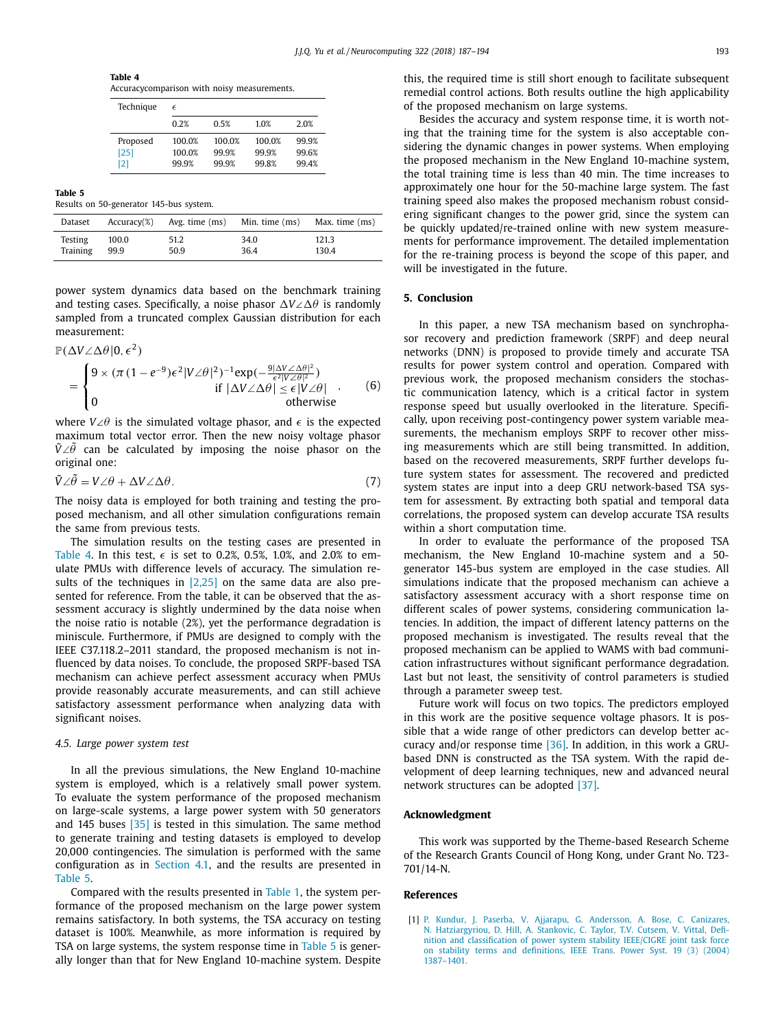**Table 4**
Accuracycomparison with noisy measurements.

| Technique | $\epsilon$ | | | |
|---|---|---|---|---|
| | 0.2% | 0.5% | 1.0% | 2.0% |
| Proposed | 100.0% | 100.0% | 100.0% | 99.9% |
| [25] | 100.0% | 99.9% | 99.9% | 99.6% |
| [2] | 99.9% | 99.9% | 99.8% | 99.4% |

**Table 5**
Results on 50-generator 145-bus system.

| Dataset | Accuracy(%) | Avg. time (ms) | Min. time (ms) | Max. time (ms) |
|---|---|---|---|---|
| Testing | 100.0 | 51.2 | 34.0 | 121.3 |
| Training | 99.9 | 50.9 | 36.4 | 130.4 |

power system dynamics data based on the benchmark training and testing cases. Specifically, a noise phasor $\Delta V\angle\Delta\theta$ is randomly sampled from a truncated complex Gaussian distribution for each measurement:

$$\mathbb{P}(\Delta V\angle\Delta\theta|0,\epsilon^2) = \begin{cases} 9\times(\pi(1-e^{-9})\epsilon^2|V\angle\theta|^2)^{-1}\exp(-\frac{9|\Delta V\angle\Delta\theta|^2}{\epsilon^2|V\angle\theta|^2}) & \text{if } |\Delta V\angle\Delta\theta| \le \epsilon|V\angle\theta| \\ 0 & \text{otherwise} \end{cases}, \quad (6)$$

where $V\angle\theta$ is the simulated voltage phasor, and $\epsilon$ is the expected maximum total vector error. Then the new noisy voltage phasor $\tilde{V}\angle\tilde{\theta}$ can be calculated by imposing the noise phasor on the original one:

$$\tilde{V}\angle\tilde{\theta} = V\angle\theta + \Delta V\angle\Delta\theta. \quad (7)$$

The noisy data is employed for both training and testing the proposed mechanism, and all other simulation configurations remain the same from previous tests.

The simulation results on the testing cases are presented in Table 4. In this test, $\epsilon$ is set to 0.2%, 0.5%, 1.0%, and 2.0% to emulate PMUs with difference levels of accuracy. The simulation results of the techniques in [2,25] on the same data are also presented for reference. From the table, it can be observed that the assessment accuracy is slightly undermined by the data noise when the noise ratio is notable (2%), yet the performance degradation is miniscule. Furthermore, if PMUs are designed to comply with the IEEE C37.118.2–2011 standard, the proposed mechanism is not influenced by data noises. To conclude, the proposed SRPF-based TSA mechanism can achieve perfect assessment accuracy when PMUs provide reasonably accurate measurements, and can still achieve satisfactory assessment performance when analyzing data with significant noises.

### 4.5. Large power system test

In all the previous simulations, the New England 10-machine system is employed, which is a relatively small power system. To evaluate the system performance of the proposed mechanism on large-scale systems, a large power system with 50 generators and 145 buses [35] is tested in this simulation. The same method to generate training and testing datasets is employed to develop 20,000 contingencies. The simulation is performed with the same configuration as in Section 4.1, and the results are presented in Table 5.

Compared with the results presented in Table 1, the system performance of the proposed mechanism on the large power system remains satisfactory. In both systems, the TSA accuracy on testing dataset is 100%. Meanwhile, as more information is required by TSA on large systems, the system response time in Table 5 is generally longer than that for New England 10-machine system. Despite this, the required time is still short enough to facilitate subsequent remedial control actions. Both results outline the high applicability of the proposed mechanism on large systems.

Besides the accuracy and system response time, it is worth noting that the training time for the system is also acceptable considering the dynamic changes in power systems. When employing the proposed mechanism in the New England 10-machine system, the total training time is less than 40 min. The time increases to approximately one hour for the 50-machine large system. The fast training speed also makes the proposed mechanism robust considering significant changes to the power grid, since the system can be quickly updated/re-trained online with new system measurements for performance improvement. The detailed implementation for the re-training process is beyond the scope of this paper, and will be investigated in the future.

## 5. Conclusion

In this paper, a new TSA mechanism based on synchrophasor recovery and prediction framework (SRPF) and deep neural networks (DNN) is proposed to provide timely and accurate TSA results for power system control and operation. Compared with previous work, the proposed mechanism considers the stochastic communication latency, which is a critical factor in system response speed but usually overlooked in the literature. Specifically, upon receiving post-contingency power system variable measurements, the mechanism employs SRPF to recover other missing measurements which are still being transmitted. In addition, based on the recovered measurements, SRPF further develops future system states for assessment. The recovered and predicted system states are input into a deep GRU network-based TSA system for assessment. By extracting both spatial and temporal data correlations, the proposed system can develop accurate TSA results within a short computation time.

In order to evaluate the performance of the proposed TSA mechanism, the New England 10-machine system and a 50-generator 145-bus system are employed in the case studies. All simulations indicate that the proposed mechanism can achieve a satisfactory assessment accuracy with a short response time on different scales of power systems, considering communication latencies. In addition, the impact of different latency patterns on the proposed mechanism is investigated. The results reveal that the proposed mechanism can be applied to WAMS with bad communication infrastructures without significant performance degradation. Last but not least, the sensitivity of control parameters is studied through a parameter sweep test.

Future work will focus on two topics. The predictors employed in this work are the positive sequence voltage phasors. It is possible that a wide range of other predictors can develop better accuracy and/or response time [36]. In addition, in this work a GRU-based DNN is constructed as the TSA system. With the rapid development of deep learning techniques, new and advanced neural network structures can be adopted [37].

## Acknowledgment

This work was supported by the Theme-based Research Scheme of the Research Grants Council of Hong Kong, under Grant No. T23-701/14-N.

## References

[1] P. Kundur, J. Paserba, V. Ajjarapu, G. Andersson, A. Bose, C. Canizares, N. Hatziargyriou, D. Hill, A. Stankovic, C. Taylor, T.V. Cutsem, V. Vittal, Definition and classification of power system stability IEEE/CIGRE joint task force on stability terms and definitions, IEEE Trans. Power Syst. 19 (3) (2004) 1387–1401.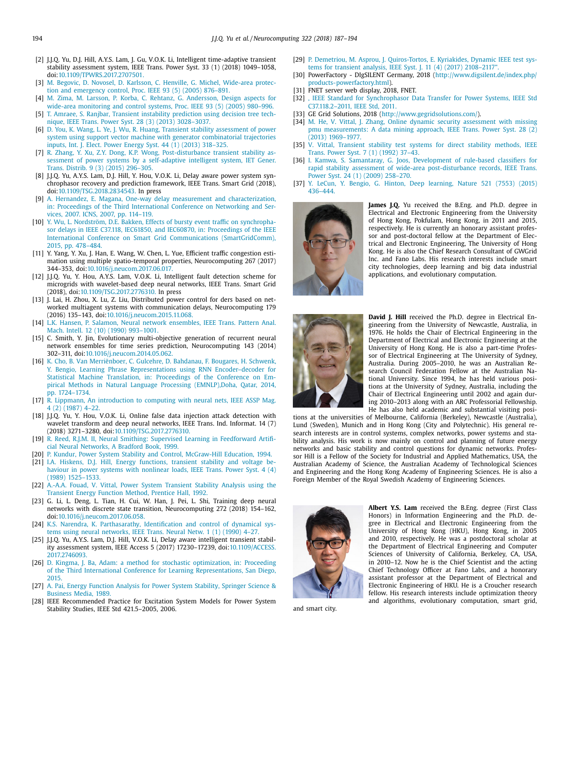[2] J.J.Q. Yu, D.J. Hill, A.Y.S. Lam, J. Gu, V.O.K. Li, Intelligent time-adaptive transient stability assessment system, IEEE Trans. Power Syst. 33 (1) (2018) 1049–1058, doi:10.1109/TPWRS.2017.2707501.

[3] M. Begovic, D. Novosel, D. Karlsson, C. Henville, G. Michel, Wide-area protection and emergency control, Proc. IEEE 93 (5) (2005) 876–891.

[4] M. Zima, M. Larsson, P. Korba, C. Rehtanz, G. Andersson, Design aspects for wide-area monitoring and control systems, Proc. IEEE 93 (5) (2005) 980–996.

[5] T. Amraee, S. Ranjbar, Transient instability prediction using decision tree technique, IEEE Trans. Power Syst. 28 (3) (2013) 3028–3037.

[6] D. You, K. Wang, L. Ye, J. Wu, R. Huang, Transient stability assessment of power system using support vector machine with generator combinatorial trajectories inputs, Int. J. Elect. Power Energy Syst. 44 (1) (2013) 318–325.

[7] R. Zhang, Y. Xu, Z.Y. Dong, K.P. Wong, Post-disturbance transient stability assessment of power systems by a self-adaptive intelligent system, IET Gener. Trans. Distrib. 9 (3) (2015) 296–305.

[8] J.J.Q. Yu, A.Y.S. Lam, D.J. Hill, Y. Hou, V.O.K. Li, Delay aware power system synchrophasor recovery and prediction framework, IEEE Trans. Smart Grid (2018), doi:10.1109/TSG.2018.2834543. In press

[9] A. Hernandez, E. Magana, One-way delay measurement and characterization, in: Proceedings of the Third International Conference on Networking and Services, 2007. ICNS, 2007, pp. 114–119.

[10] Y. Wu, L. Nordström, D.E. Bakken, Effects of bursty event traffic on synchrophasor delays in IEEE C37.118, IEC61850, and IEC60870, in: Proceedings of the IEEE International Conference on Smart Grid Communications (SmartGridComm), 2015, pp. 478–484.

[11] Y. Yang, Y. Xu, J. Han, E. Wang, W. Chen, L. Yue, Efficient traffic congestion estimation using multiple spatio-temporal properties, Neurocomputing 267 (2017) 344–353, doi:10.1016/j.neucom.2017.06.017.

[12] J.J.Q. Yu, Y. Hou, A.Y.S. Lam, V.O.K. Li, Intelligent fault detection scheme for microgrids with wavelet-based deep neural networks, IEEE Trans. Smart Grid (2018), doi:10.1109/TSG.2017.2776310. In press

[13] J. Lai, H. Zhou, X. Lu, Z. Liu, Distributed power control for ders based on networked multiagent systems with communication delays, Neurocomputing 179 (2016) 135–143, doi:10.1016/j.neucom.2015.11.068.

[14] L.K. Hansen, P. Salamon, Neural network ensembles, IEEE Trans. Pattern Anal. Mach. Intell. 12 (10) (1990) 993–1001.

[15] C. Smith, Y. Jin, Evolutionary multi-objective generation of recurrent neural network ensembles for time series prediction, Neurocomputing 143 (2014) 302–311, doi:10.1016/j.neucom.2014.05.062.

[16] K. Cho, B. Van Merriënboer, C. Gulcehre, D. Bahdanau, F. Bougares, H. Schwenk, Y. Bengio, Learning Phrase Representations using RNN Encoder–decoder for Statistical Machine Translation, in: Proceedings of the Conference on Empirical Methods in Natural Language Processing (EMNLP),Doha, Qatar, 2014, pp. 1724–1734.

[17] R. Lippmann, An introduction to computing with neural nets, IEEE ASSP Mag. 4 (2) (1987) 4–22.

[18] J.J.Q. Yu, Y. Hou, V.O.K. Li, Online false data injection attack detection with wavelet transform and deep neural networks, IEEE Trans. Ind. Informat. 14 (7) (2018) 3271–3280, doi:10.1109/TSG.2017.2776310.

[19] R. Reed, R.J.M. II, Neural Smithing: Supervised Learning in Feedforward Artificial Neural Networks, A Bradford Book, 1999.

[20] P. Kundur, Power System Stability and Control, McGraw-Hill Education, 1994.

[21] I.A. Hiskens, D.J. Hill, Energy functions, transient stability and voltage behaviour in power systems with nonlinear loads, IEEE Trans. Power Syst. 4 (4) (1989) 1525–1533.

[22] A.-A.A. Fouad, V. Vittal, Power System Transient Stability Analysis using the Transient Energy Function Method, Prentice Hall, 1992.

[23] G. Li, L. Deng, Y. Tian, H. Cui, W. Han, J. Pei, L. Shi, Training deep neural networks with discrete state transition, Neurocomputing 272 (2018) 154–162, doi:10.1016/j.neucom.2017.06.058.

[24] K.S. Narendra, K. Parthasarathy, Identification and control of dynamical systems using neural networks, IEEE Trans. Neural Netw. 1 (1) (1990) 4–27.

[25] J.J.Q. Yu, A.Y.S. Lam, D.J. Hill, V.O.K. Li, Delay aware intelligent transient stability assessment system, IEEE Access 5 (2017) 17230–17239, doi:10.1109/ACCESS.2017.2746093.

[26] D. Kingma, J. Ba, Adam: a method for stochastic optimization, in: Proceeding of the Third International Conference for Learning Representations, San Diego, 2015.

[27] A. Pai, Energy Function Analysis for Power System Stability, Springer Science & Business Media, 1989.

[28] IEEE Recommended Practice for Excitation System Models for Power System Stability Studies, IEEE Std 421.5–2005, 2006.

[29] P. Demetriou, M. Asprou, J. Quiros-Tortos, E. Kyriakides, Dynamic IEEE test systems for transient analysis, IEEE Syst. J. 11 (4) (2017) 2108–2117".

[30] PowerFactory - DIgSILENT Germany, 2018 (http://www.digsilent.de/index.php/products-powerfactory.html).

[31] FNET server web display, 2018, FNET.

[32] , IEEE Standard for Synchrophasor Data Transfer for Power Systems, IEEE Std C37.118.2–2011, IEEE Std, 2011.

[33] GE Grid Solutions, 2018 (http://www.gegridsolutions.com/).

[34] M. He, V. Vittal, J. Zhang, Online dynamic security assessment with missing pmu measurements: A data mining approach, IEEE Trans. Power Syst. 28 (2) (2013) 1969–1977.

[35] V. Vittal, Transient stability test systems for direct stability methods, IEEE Trans. Power Syst. 7 (1) (1992) 37–43.

[36] I. Kamwa, S. Samantaray, G. Joos, Development of rule-based classifiers for rapid stability assessment of wide-area post-disturbance records, IEEE Trans. Power Syst. 24 (1) (2009) 258–270.

[37] Y. LeCun, Y. Bengio, G. Hinton, Deep learning, Nature 521 (7553) (2015) 436–444.

**James J.Q.** Yu received the B.Eng. and Ph.D. degree in Electrical and Electronic Engineering from the University of Hong Kong, Pokfulam, Hong Kong, in 2011 and 2015, respectively. He is currently an honorary assistant professor and post-doctoral fellow at the Department of Electrical and Electronic Engineering, The University of Hong Kong. He is also the Chief Research Consultant of GWGrid Inc. and Fano Labs. His research interests include smart city technologies, deep learning and big data industrial applications, and evolutionary computation.

**David J. Hill** received the Ph.D. degree in Electrical Engineering from the University of Newcastle, Australia, in 1976. He holds the Chair of Electrical Engineering in the Department of Electrical and Electronic Engineering at the University of Hong Kong. He is also a part-time Professor of Electrical Engineering at The University of Sydney, Australia. During 2005–2010, he was an Australian Research Council Federation Fellow at the Australian National University. Since 1994, he has held various positions at the University of Sydney, Australia, including the Chair of Electrical Engineering until 2002 and again during 2010–2013 along with an ARC Professorial Fellowship. He has also held academic and substantial visiting positions at the universities of Melbourne, California (Berkeley), Newcastle (Australia), Lund (Sweden), Munich and in Hong Kong (City and Polytechnic). His general research interests are in control systems, complex networks, power systems and stability analysis. His work is now mainly on control and planning of future energy networks and basic stability and control questions for dynamic networks. Professor Hill is a Fellow of the Society for Industrial and Applied Mathematics, USA, the Australian Academy of Science, the Australian Academy of Technological Sciences and Engineering and the Hong Kong Academy of Engineering Sciences. He is also a Foreign Member of the Royal Swedish Academy of Engineering Sciences.

**Albert Y.S. Lam** received the B.Eng. degree (First Class Honors) in Information Engineering and the Ph.D. degree in Electrical and Electronic Engineering from the University of Hong Kong (HKU), Hong Kong, in 2005 and 2010, respectively. He was a postdoctoral scholar at the Department of Electrical Engineering and Computer Sciences of University of California, Berkeley, CA, USA, in 2010–12. Now he is the Chief Scientist and the acting Chief Technology Officer at Fano Labs, and a honorary assistant professor at the Department of Electrical and Electronic Engineering of HKU. He is a Croucher research fellow. His research interests include optimization theory and algorithms, evolutionary computation, smart grid, and smart city.